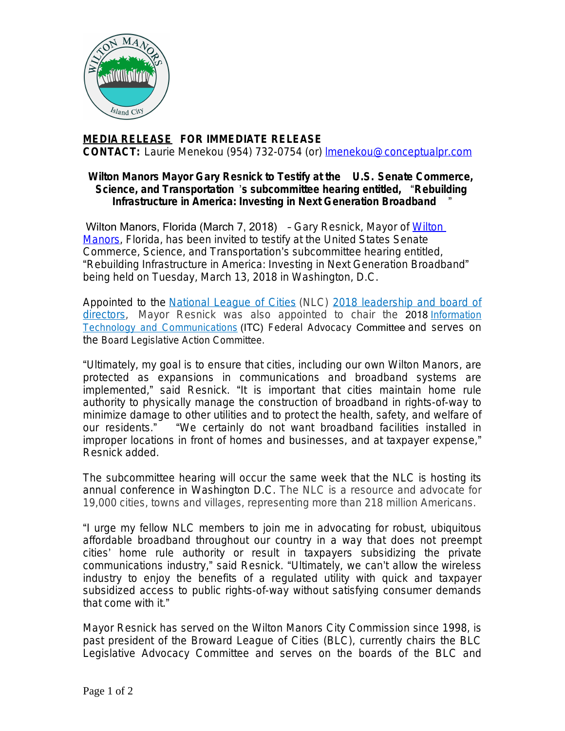**MEDIA RELEASE** **FOR IMMEDIATE RELEASE**
**CONTACT:** Laurie Menekou (954) 732-0754 (or) lmenekou@conceptualpr.com

## Wilton Manors Mayor Gary Resnick to Testify at the U.S. Senate Commerce, Science, and Transportation's subcommittee hearing entitled, "Rebuilding Infrastructure in America: Investing in Next Generation Broadband"

Wilton Manors, Florida (March 7, 2018) – Gary Resnick, Mayor of Wilton Manors, Florida, has been invited to testify at the United States Senate Commerce, Science, and Transportation's subcommittee hearing entitled, "Rebuilding Infrastructure in America: Investing in Next Generation Broadband" being held on Tuesday, March 13, 2018 in Washington, D.C.

Appointed to the National League of Cities (NLC) 2018 leadership and board of directors, Mayor Resnick was also appointed to chair the 2018 Information Technology and Communications (ITC) Federal Advocacy Committee and serves on the Board Legislative Action Committee.

"Ultimately, my goal is to ensure that cities, including our own Wilton Manors, are protected as expansions in communications and broadband systems are implemented," said Resnick. "It is important that cities maintain home rule authority to physically manage the construction of broadband in rights-of-way to minimize damage to other utilities and to protect the health, safety, and welfare of our residents." "We certainly do not want broadband facilities installed in improper locations in front of homes and businesses, and at taxpayer expense," Resnick added.

The subcommittee hearing will occur the same week that the NLC is hosting its annual conference in Washington D.C. The NLC is a resource and advocate for 19,000 cities, towns and villages, representing more than 218 million Americans.

"I urge my fellow NLC members to join me in advocating for robust, ubiquitous affordable broadband throughout our country in a way that does not preempt cities' home rule authority or result in taxpayers subsidizing the private communications industry," said Resnick. "Ultimately, we can't allow the wireless industry to enjoy the benefits of a regulated utility with quick and taxpayer subsidized access to public rights-of-way without satisfying consumer demands that come with it."

Mayor Resnick has served on the Wilton Manors City Commission since 1998, is past president of the Broward League of Cities (BLC), currently chairs the BLC Legislative Advocacy Committee and serves on the boards of the BLC and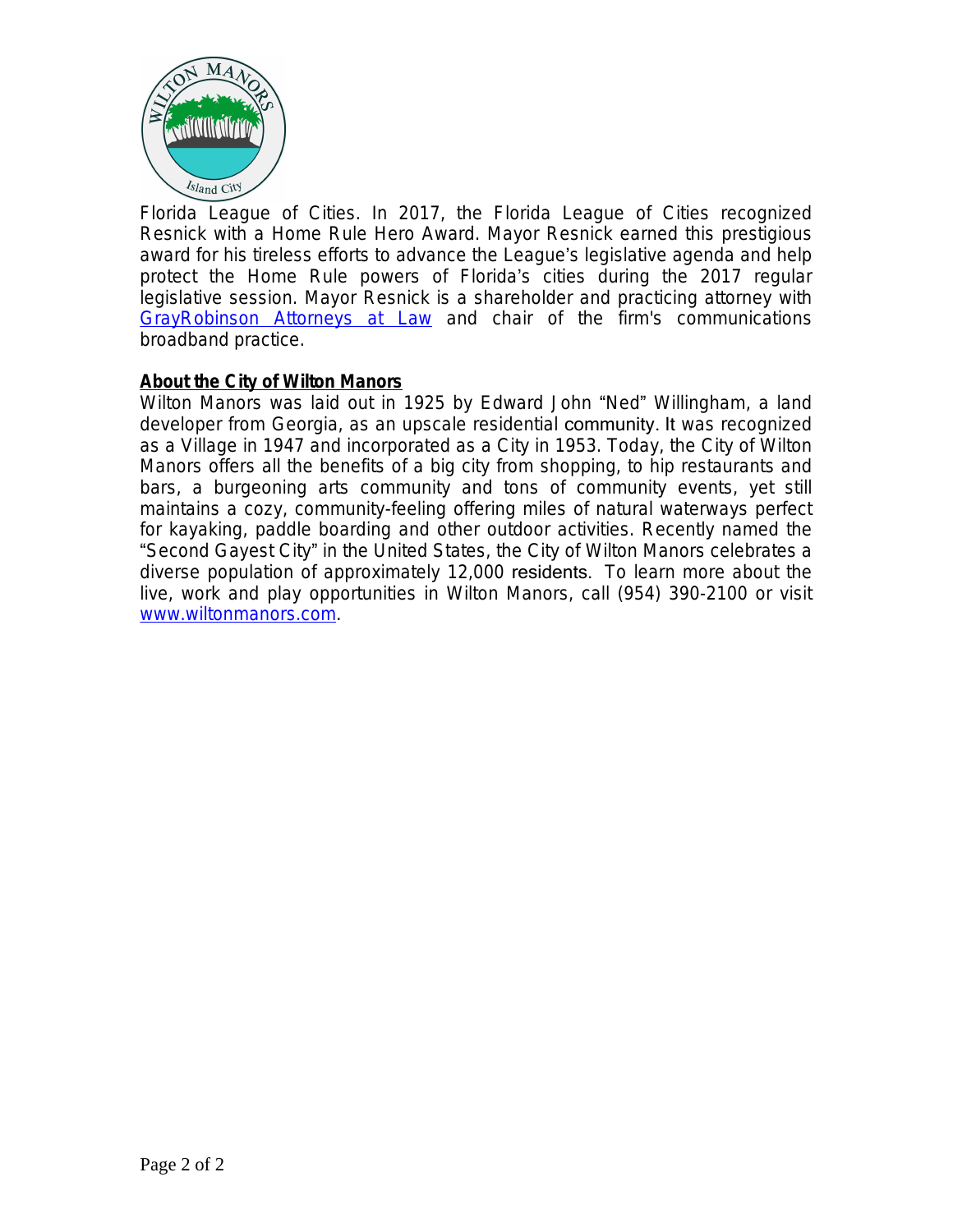Florida League of Cities. In 2017, the Florida League of Cities recognized Resnick with a Home Rule Hero Award. Mayor Resnick earned this prestigious award for his tireless efforts to advance the League's legislative agenda and help protect the Home Rule powers of Florida's cities during the 2017 regular legislative session. Mayor Resnick is a shareholder and practicing attorney with [GrayRobinson Attorneys at Law]() and chair of the firm's communications broadband practice.

**About the City of Wilton Manors**

Wilton Manors was laid out in 1925 by Edward John "Ned" Willingham, a land developer from Georgia, as an upscale residential community. It was recognized as a Village in 1947 and incorporated as a City in 1953. Today, the City of Wilton Manors offers all the benefits of a big city from shopping, to hip restaurants and bars, a burgeoning arts community and tons of community events, yet still maintains a cozy, community-feeling offering miles of natural waterways perfect for kayaking, paddle boarding and other outdoor activities. Recently named the "Second Gayest City" in the United States, the City of Wilton Manors celebrates a diverse population of approximately 12,000 residents. To learn more about the live, work and play opportunities in Wilton Manors, call (954) 390-2100 or visit [www.wiltonmanors.com](http://www.wiltonmanors.com).